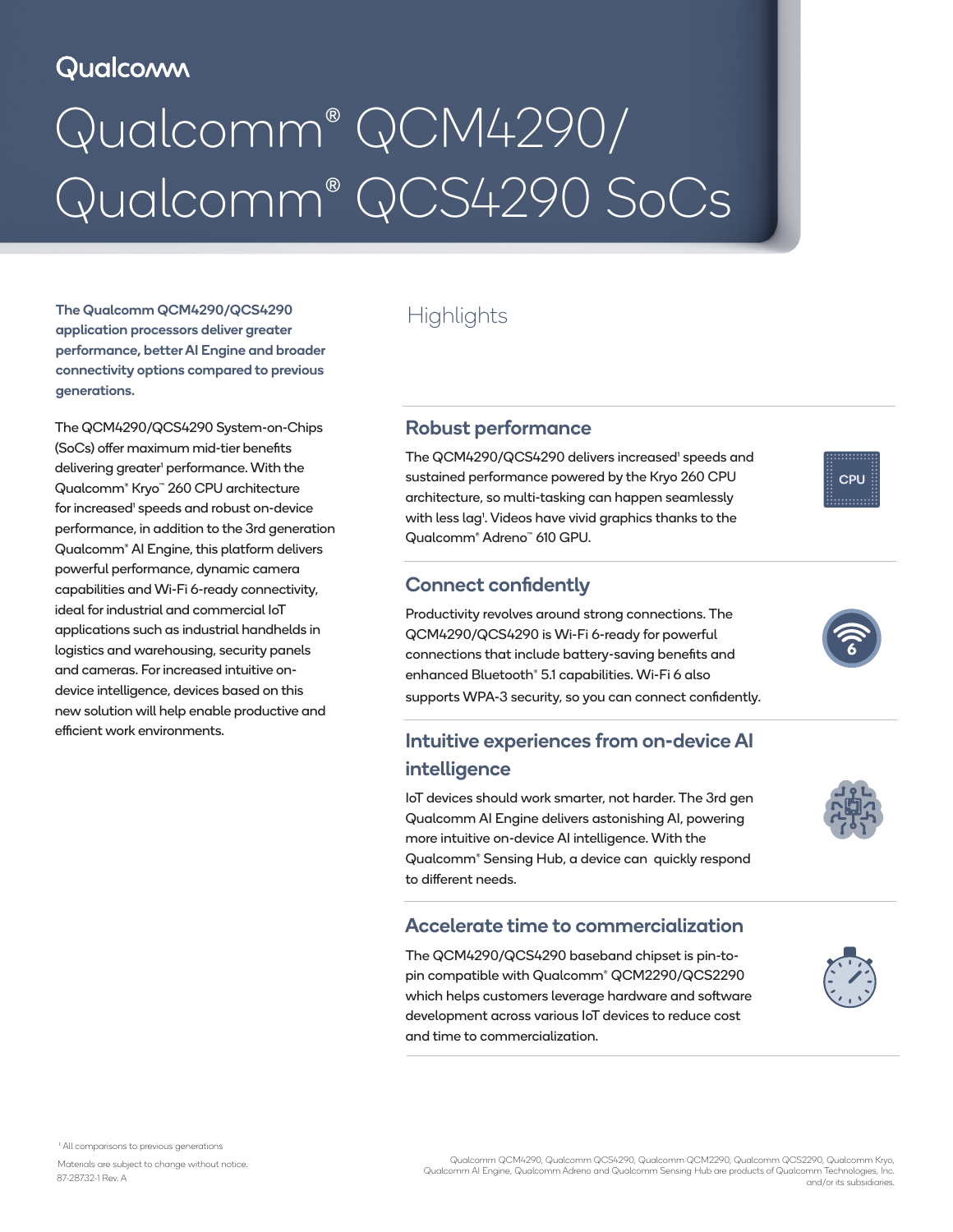Qualcomm

# Qualcomm® QCM4290/ Qualcomm® QCS4290 SoCs

**The Qualcomm QCM4290/QCS4290 application processors deliver greater performance, better AI Engine and broader connectivity options compared to previous generations.**

The QCM4290/QCS4290 System-on-Chips (SoCs) offer maximum mid-tier benefits delivering greater[1] performance. With the Qualcomm® Kryo™ 260 CPU architecture for increased[1] speeds and robust on-device performance, in addition to the 3rd generation Qualcomm® AI Engine, this platform delivers powerful performance, dynamic camera capabilities and Wi-Fi 6-ready connectivity, ideal for industrial and commercial IoT applications such as industrial handhelds in logistics and warehousing, security panels and cameras. For increased intuitive on-device intelligence, devices based on this new solution will help enable productive and efficient work environments.

## Highlights

### Robust performance

The QCM4290/QCS4290 delivers increased[1] speeds and sustained performance powered by the Kryo 260 CPU architecture, so multi-tasking can happen seamlessly with less lag[1]. Videos have vivid graphics thanks to the Qualcomm® Adreno™ 610 GPU.

### Connect confidently

Productivity revolves around strong connections. The QCM4290/QCS4290 is Wi-Fi 6-ready for powerful connections that include battery-saving benefits and enhanced Bluetooth® 5.1 capabilities. Wi-Fi 6 also supports WPA-3 security, so you can connect confidently.

### Intuitive experiences from on-device AI intelligence

IoT devices should work smarter, not harder. The 3rd gen Qualcomm AI Engine delivers astonishing AI, powering more intuitive on-device AI intelligence. With the Qualcomm® Sensing Hub, a device can quickly respond to different needs.

### Accelerate time to commercialization

The QCM4290/QCS4290 baseband chipset is pin-to-pin compatible with Qualcomm® QCM2290/QCS2290 which helps customers leverage hardware and software development across various IoT devices to reduce cost and time to commercialization.

[1] All comparisons to previous generations

Materials are subject to change without notice.
87-28732-1 Rev. A

Qualcomm QCM4290, Qualcomm QCS4290, Qualcomm QCM2290, Qualcomm QCS2290, Qualcomm Kryo, Qualcomm AI Engine, Qualcomm Adreno and Qualcomm Sensing Hub are products of Qualcomm Technologies, Inc. and/or its subsidiaries.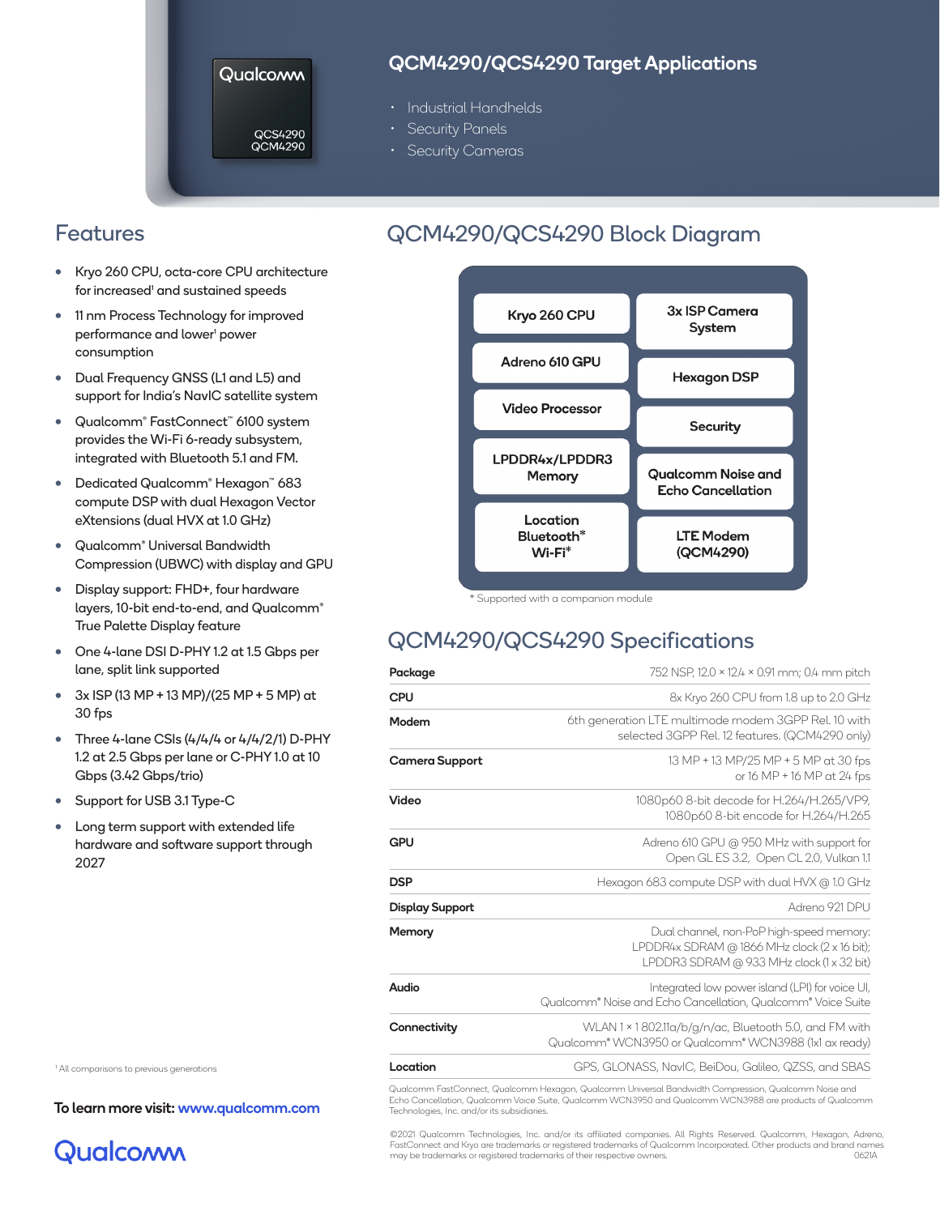## QCM4290/QCS4290 Target Applications

- Industrial Handhelds
- Security Panels
- Security Cameras

## Features

- Kryo 260 CPU, octa-core CPU architecture for increased[1] and sustained speeds
- 11 nm Process Technology for improved performance and lower[1] power consumption
- Dual Frequency GNSS (L1 and L5) and support for India's NavIC satellite system
- Qualcomm® FastConnect™ 6100 system provides the Wi-Fi 6-ready subsystem, integrated with Bluetooth 5.1 and FM.
- Dedicated Qualcomm® Hexagon™ 683 compute DSP with dual Hexagon Vector eXtensions (dual HVX at 1.0 GHz)
- Qualcomm® Universal Bandwidth Compression (UBWC) with display and GPU
- Display support: FHD+, four hardware layers, 10-bit end-to-end, and Qualcomm® True Palette Display feature
- One 4-lane DSI D-PHY 1.2 at 1.5 Gbps per lane, split link supported
- 3x ISP (13 MP + 13 MP)/(25 MP + 5 MP) at 30 fps
- Three 4-lane CSIs (4/4/4 or 4/4/2/1) D-PHY 1.2 at 2.5 Gbps per lane or C-PHY 1.0 at 10 Gbps (3.42 Gbps/trio)
- Support for USB 3.1 Type-C
- Long term support with extended life hardware and software support through 2027

[1] All comparisons to previous generations

**To learn more visit: www.qualcomm.com**

## QCM4290/QCS4290 Block Diagram

Kryo 260 CPU

3x ISP Camera System

Adreno 610 GPU

Hexagon DSP

Video Processor

Security

LPDDR4x/LPDDR3 Memory

Qualcomm Noise and Echo Cancellation

Location Bluetooth* Wi-Fi*

LTE Modem (QCM4290)

\* Supported with a companion module

## QCM4290/QCS4290 Specifications

| | |
|---|---|
| **Package** | 752 NSP, 12.0 × 12.4 × 0.91 mm; 0.4 mm pitch |
| **CPU** | 8x Kryo 260 CPU from 1.8 up to 2.0 GHz |
| **Modem** | 6th generation LTE multimode modem 3GPP Rel. 10 with selected 3GPP Rel. 12 features. (QCM4290 only) |
| **Camera Support** | 13 MP + 13 MP/25 MP + 5 MP at 30 fps or 16 MP + 16 MP at 24 fps |
| **Video** | 1080p60 8-bit decode for H.264/H.265/VP9, 1080p60 8-bit encode for H.264/H.265 |
| **GPU** | Adreno 610 GPU @ 950 MHz with support for Open GL ES 3.2, Open CL 2.0, Vulkan 1.1 |
| **DSP** | Hexagon 683 compute DSP with dual HVX @ 1.0 GHz |
| **Display Support** | Adreno 921 DPU |
| **Memory** | Dual channel, non-PoP high-speed memory: LPDDR4x SDRAM @ 1866 MHz clock (2 x 16 bit); LPDDR3 SDRAM @ 933 MHz clock (1 x 32 bit) |
| **Audio** | Integrated low power island (LPI) for voice UI, Qualcomm® Noise and Echo Cancellation, Qualcomm® Voice Suite |
| **Connectivity** | WLAN 1 × 1 802.11a/b/g/n/ac, Bluetooth 5.0, and FM with Qualcomm® WCN3950 or Qualcomm® WCN3988 (1x1 ax ready) |
| **Location** | GPS, GLONASS, NavIC, BeiDou, Galileo, QZSS, and SBAS |

Qualcomm FastConnect, Qualcomm Hexagon, Qualcomm Universal Bandwidth Compression, Qualcomm Noise and Echo Cancellation, Qualcomm Voice Suite, Qualcomm WCN3950 and Qualcomm WCN3988 are products of Qualcomm Technologies, Inc. and/or its subsidiaries.

©2021 Qualcomm Technologies, Inc. and/or its affiliated companies. All Rights Reserved. Qualcomm, Hexagon, Adreno, FastConnect and Kryo are trademarks or registered trademarks of Qualcomm Incorporated. Other products and brand names may be trademarks or registered trademarks of their respective owners. 0621A